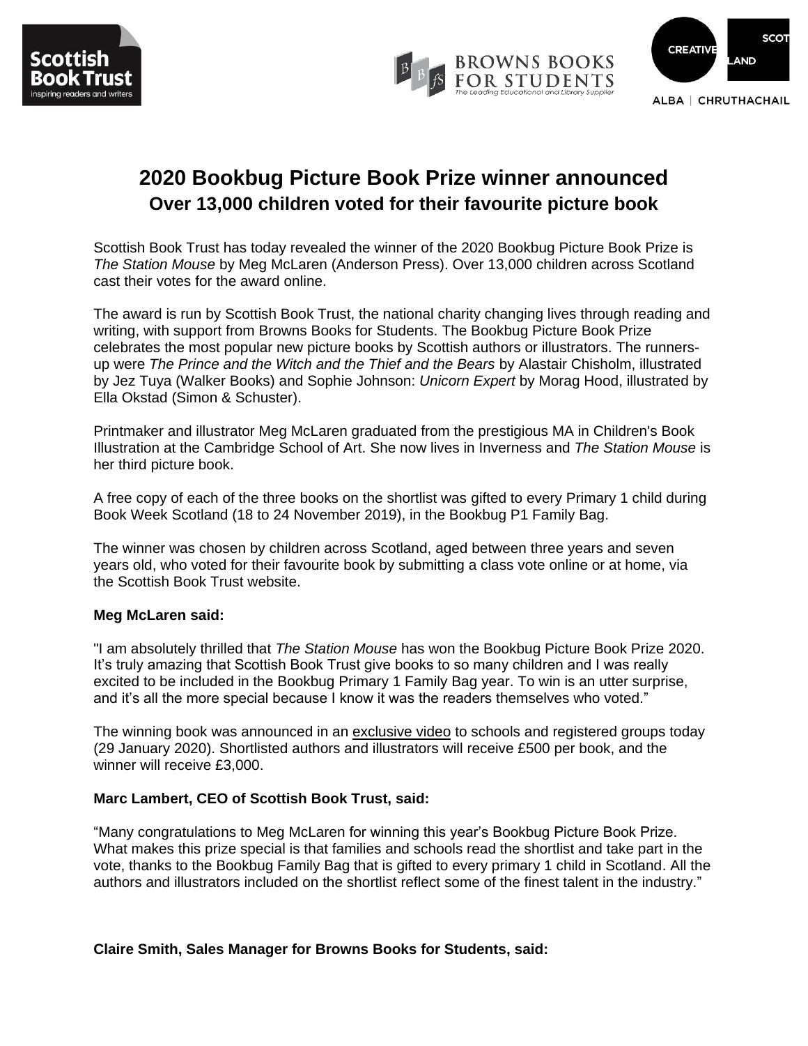# 2020 Bookbug Picture Book Prize winner announced

## Over 13,000 children voted for their favourite picture book

Scottish Book Trust has today revealed the winner of the 2020 Bookbug Picture Book Prize is *The Station Mouse* by Meg McLaren (Anderson Press). Over 13,000 children across Scotland cast their votes for the award online.

The award is run by Scottish Book Trust, the national charity changing lives through reading and writing, with support from Browns Books for Students. The Bookbug Picture Book Prize celebrates the most popular new picture books by Scottish authors or illustrators. The runners-up were *The Prince and the Witch and the Thief and the Bears* by Alastair Chisholm, illustrated by Jez Tuya (Walker Books) and Sophie Johnson: *Unicorn Expert* by Morag Hood, illustrated by Ella Okstad (Simon & Schuster).

Printmaker and illustrator Meg McLaren graduated from the prestigious MA in Children's Book Illustration at the Cambridge School of Art. She now lives in Inverness and *The Station Mouse* is her third picture book.

A free copy of each of the three books on the shortlist was gifted to every Primary 1 child during Book Week Scotland (18 to 24 November 2019), in the Bookbug P1 Family Bag.

The winner was chosen by children across Scotland, aged between three years and seven years old, who voted for their favourite book by submitting a class vote online or at home, via the Scottish Book Trust website.

**Meg McLaren said:**

"I am absolutely thrilled that *The Station Mouse* has won the Bookbug Picture Book Prize 2020. It's truly amazing that Scottish Book Trust give books to so many children and I was really excited to be included in the Bookbug Primary 1 Family Bag year. To win is an utter surprise, and it's all the more special because I know it was the readers themselves who voted."

The winning book was announced in an exclusive video to schools and registered groups today (29 January 2020). Shortlisted authors and illustrators will receive £500 per book, and the winner will receive £3,000.

**Marc Lambert, CEO of Scottish Book Trust, said:**

"Many congratulations to Meg McLaren for winning this year's Bookbug Picture Book Prize. What makes this prize special is that families and schools read the shortlist and take part in the vote, thanks to the Bookbug Family Bag that is gifted to every primary 1 child in Scotland. All the authors and illustrators included on the shortlist reflect some of the finest talent in the industry."

**Claire Smith, Sales Manager for Browns Books for Students, said:**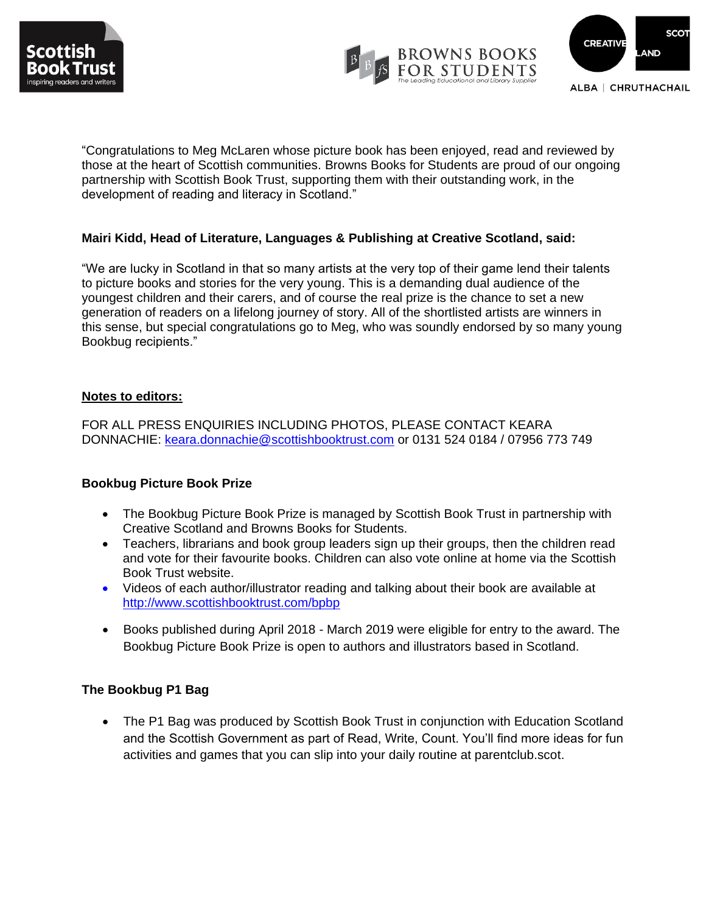"Congratulations to Meg McLaren whose picture book has been enjoyed, read and reviewed by those at the heart of Scottish communities. Browns Books for Students are proud of our ongoing partnership with Scottish Book Trust, supporting them with their outstanding work, in the development of reading and literacy in Scotland."

**Mairi Kidd, Head of Literature, Languages & Publishing at Creative Scotland, said:**

"We are lucky in Scotland in that so many artists at the very top of their game lend their talents to picture books and stories for the very young. This is a demanding dual audience of the youngest children and their carers, and of course the real prize is the chance to set a new generation of readers on a lifelong journey of story. All of the shortlisted artists are winners in this sense, but special congratulations go to Meg, who was soundly endorsed by so many young Bookbug recipients."

**Notes to editors:**

FOR ALL PRESS ENQUIRIES INCLUDING PHOTOS, PLEASE CONTACT KEARA DONNACHIE: keara.donnachie@scottishbooktrust.com or 0131 524 0184 / 07956 773 749

**Bookbug Picture Book Prize**

- The Bookbug Picture Book Prize is managed by Scottish Book Trust in partnership with Creative Scotland and Browns Books for Students.
- Teachers, librarians and book group leaders sign up their groups, then the children read and vote for their favourite books. Children can also vote online at home via the Scottish Book Trust website.
- Videos of each author/illustrator reading and talking about their book are available at http://www.scottishbooktrust.com/bpbp
- Books published during April 2018 - March 2019 were eligible for entry to the award. The Bookbug Picture Book Prize is open to authors and illustrators based in Scotland.

**The Bookbug P1 Bag**

- The P1 Bag was produced by Scottish Book Trust in conjunction with Education Scotland and the Scottish Government as part of Read, Write, Count. You'll find more ideas for fun activities and games that you can slip into your daily routine at parentclub.scot.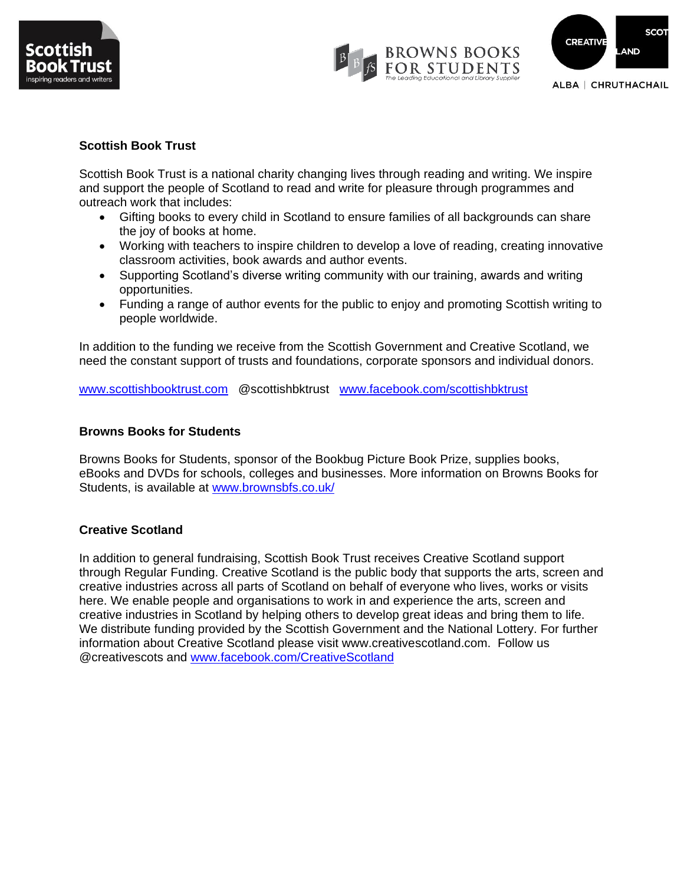## Scottish Book Trust

Scottish Book Trust is a national charity changing lives through reading and writing. We inspire and support the people of Scotland to read and write for pleasure through programmes and outreach work that includes:

- Gifting books to every child in Scotland to ensure families of all backgrounds can share the joy of books at home.
- Working with teachers to inspire children to develop a love of reading, creating innovative classroom activities, book awards and author events.
- Supporting Scotland's diverse writing community with our training, awards and writing opportunities.
- Funding a range of author events for the public to enjoy and promoting Scottish writing to people worldwide.

In addition to the funding we receive from the Scottish Government and Creative Scotland, we need the constant support of trusts and foundations, corporate sponsors and individual donors.

[www.scottishbooktrust.com](http://www.scottishbooktrust.com) @scottishbktrust [www.facebook.com/scottishbktrust](http://www.facebook.com/scottishbktrust)

## Browns Books for Students

Browns Books for Students, sponsor of the Bookbug Picture Book Prize, supplies books, eBooks and DVDs for schools, colleges and businesses. More information on Browns Books for Students, is available at [www.brownsbfs.co.uk/](http://www.brownsbfs.co.uk/)

## Creative Scotland

In addition to general fundraising, Scottish Book Trust receives Creative Scotland support through Regular Funding. Creative Scotland is the public body that supports the arts, screen and creative industries across all parts of Scotland on behalf of everyone who lives, works or visits here. We enable people and organisations to work in and experience the arts, screen and creative industries in Scotland by helping others to develop great ideas and bring them to life. We distribute funding provided by the Scottish Government and the National Lottery. For further information about Creative Scotland please visit www.creativescotland.com. Follow us @creativescots and [www.facebook.com/CreativeScotland](http://www.facebook.com/CreativeScotland)